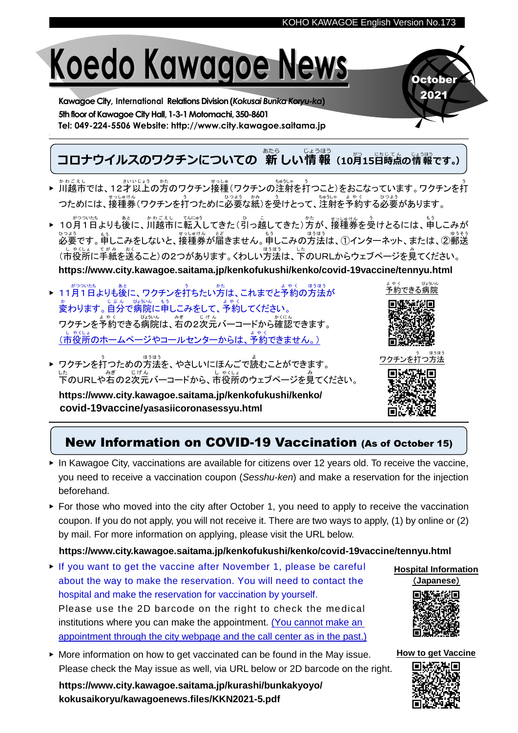# Koedo Kawagoe News

**October 2021**

**Kawagoe City, International Relations Division (*Kokusai Bunka Koryu-ka*)**
**5th floor of Kawagoe City Hall, 1-3-1 Motomachi, 350-8601**
**Tel: 049-224-5506 Website: http://www.city.kawagoe.saitama.jp**

## コロナウイルスのワクチンについての 新しい情報（10月15日時点の情報です。）

- 川越市では、12才以上の方のワクチン接種（ワクチンの注射を打つこと）をおこなっています。ワクチンを打つためには、接種券（ワクチンを打つために必要な紙）を受けとって、注射を予約する必要があります。
- 10月1日よりも後に、川越市に転入してきた（引っ越してきた）方が、接種券を受けとるには、申しこみが必要です。申しこみをしないと、接種券が届きません。申しこみの方法は、①インターネット、または、②郵送（市役所に手紙を送ること）の2つがあります。くわしい方法は、下のURLからウェブページを見てください。
  **https://www.city.kawagoe.saitama.jp/kenkofukushi/kenko/covid-19vaccine/tennyu.html**
- 11月1日よりも後に、ワクチンを打ちたい方は、これまでと予約の方法が変わります。自分で病院に申しこみをして、予約してください。
  ワクチンを予約できる病院は、右の2次元バーコードから確認できます。
  （市役所のホームページやコールセンターからは、予約できません。）
- ワクチンを打つための方法を、やさしいにほんごで読むことができます。下のURLや右の2次元バーコードから、市役所のウェブページを見てください。
  **https://www.city.kawagoe.saitama.jp/kenkofukushi/kenko/covid-19vaccine/yasasiicoronasessyu.html**

予約できる病院

ワクチンを打つ方法

## New Information on COVID-19 Vaccination (As of October 15)

- In Kawagoe City, vaccinations are available for citizens over 12 years old. To receive the vaccine, you need to receive a vaccination coupon (*Sesshu-ken*) and make a reservation for the injection beforehand.
- For those who moved into the city after October 1, you need to apply to receive the vaccination coupon. If you do not apply, you will not receive it. There are two ways to apply, (1) by online or (2) by mail. For more information on applying, please visit the URL below.
  **https://www.city.kawagoe.saitama.jp/kenkofukushi/kenko/covid-19vaccine/tennyu.html**
- If you want to get the vaccine after November 1, please be careful about the way to make the reservation. You will need to contact the hospital and make the reservation for vaccination by yourself.
  Please use the 2D barcode on the right to check the medical institutions where you can make the appointment. (You cannot make an appointment through the city webpage and the call center as in the past.)
- More information on how to get vaccinated can be found in the May issue. Please check the May issue as well, via URL below or 2D barcode on the right.
  **https://www.city.kawagoe.saitama.jp/kurashi/bunkakyoyo/kokusaikoryu/kawagoenews.files/KKN2021-5.pdf**

**Hospital Information (Japanese)**

**How to get Vaccine**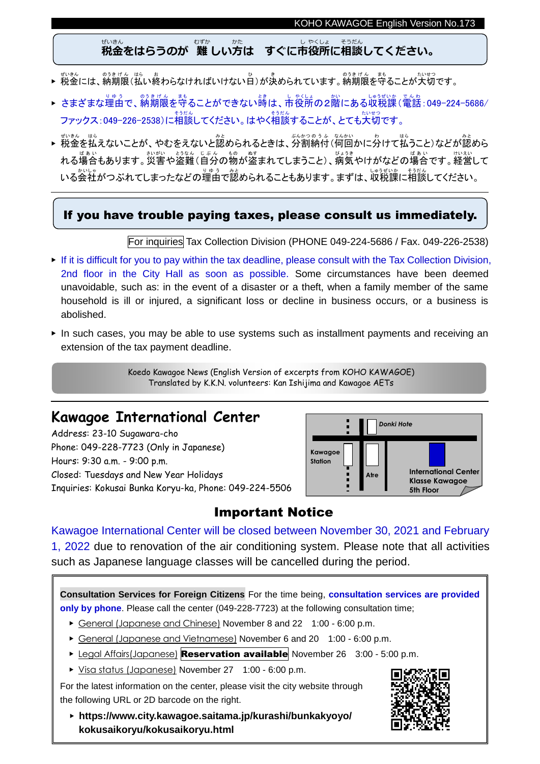# 税金をはらうのが 難しい方は すぐに市役所に相談してください。

- 税金には、納期限（払い終わらなければいけない日）が決められています。納期限を守ることが大切です。
- さまざまな理由で、納期限を守ることができない時は、市役所の2階にある収税課（電話：049-224-5686/ファックス：049-226-2538）に相談してください。はやく相談することが、とても大切です。
- 税金を払えないことが、やむをえないと認められるときは、分割納付（何回かに分けて払うこと）などが認められる場合もあります。災害や盗難（自分の物が盗まれてしまうこと）、病気やけがなどの場合です。経営している会社がつぶれてしまったなどの理由で認められることもあります。まずは、収税課に相談してください。

---

## If you have trouble paying taxes, please consult us immediately.

For inquiries Tax Collection Division (PHONE 049-224-5686 / Fax. 049-226-2538)

- If it is difficult for you to pay within the tax deadline, please consult with the Tax Collection Division, 2nd floor in the City Hall as soon as possible. Some circumstances have been deemed unavoidable, such as: in the event of a disaster or a theft, when a family member of the same household is ill or injured, a significant loss or decline in business occurs, or a business is abolished.
- In such cases, you may be able to use systems such as installment payments and receiving an extension of the tax payment deadline.

Koedo Kawagoe News (English Version of excerpts from KOHO KAWAGOE)
Translated by K.K.N. volunteers: Kan Ishijima and Kawagoe AETs

---

## Kawagoe International Center

Address: 23-10 Sugawara-cho
Phone: 049-228-7723 (Only in Japanese)
Hours: 9:30 a.m. - 9:00 p.m.
Closed: Tuesdays and New Year Holidays
Inquiries: Kokusai Bunka Koryu-ka, Phone: 049-224-5506

Donki Hote
Kawagoe Station
Atre
International Center
Klasse Kawagoe
5th Floor

### Important Notice

Kawagoe International Center will be closed between November 30, 2021 and February 1, 2022 due to renovation of the air conditioning system. Please note that all activities such as Japanese language classes will be cancelled during the period.

**Consultation Services for Foreign Citizens** For the time being, **consultation services are provided only by phone**. Please call the center (049-228-7723) at the following consultation time;

- General (Japanese and Chinese) November 8 and 22 1:00 - 6:00 p.m.
- General (Japanese and Vietnamese) November 6 and 20 1:00 - 6:00 p.m.
- Legal Affairs(Japanese) **Reservation available** November 26 3:00 - 5:00 p.m.
- Visa status (Japanese) November 27 1:00 - 6:00 p.m.

For the latest information on the center, please visit the city website through the following URL or 2D barcode on the right.

- **https://www.city.kawagoe.saitama.jp/kurashi/bunkakyoyo/kokusaikoryu/kokusaikoryu.html**